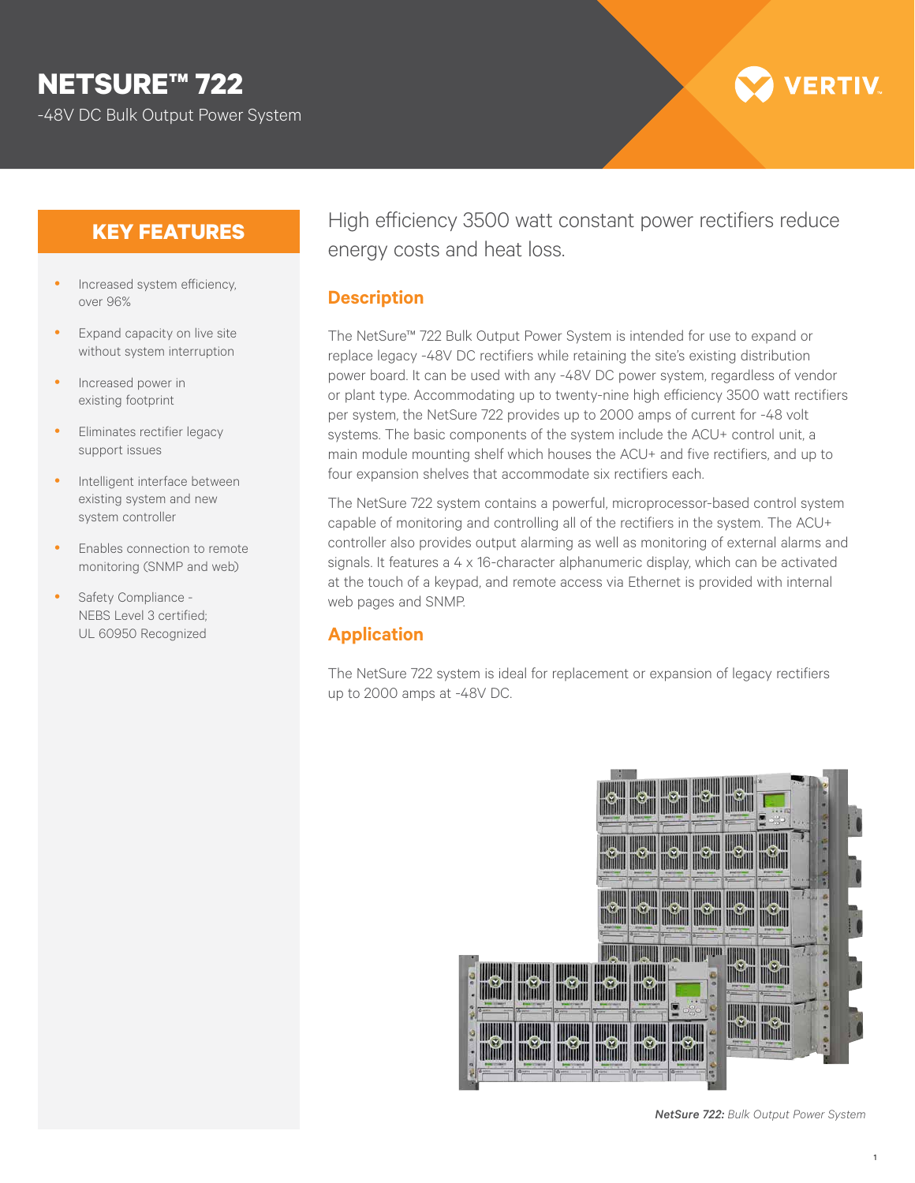# NETSURE™ 722

-48V DC Bulk Output Power System

VERTIV.

## KEY FEATURES

- Increased system efficiency, over 96%
- Expand capacity on live site without system interruption
- Increased power in existing footprint
- Eliminates rectifier legacy support issues
- Intelligent interface between existing system and new system controller
- Enables connection to remote monitoring (SNMP and web)
- Safety Compliance - NEBS Level 3 certified; UL 60950 Recognized

High efficiency 3500 watt constant power rectifiers reduce energy costs and heat loss.

## Description

The NetSure™ 722 Bulk Output Power System is intended for use to expand or replace legacy -48V DC rectifiers while retaining the site's existing distribution power board. It can be used with any -48V DC power system, regardless of vendor or plant type. Accommodating up to twenty-nine high efficiency 3500 watt rectifiers per system, the NetSure 722 provides up to 2000 amps of current for -48 volt systems. The basic components of the system include the ACU+ control unit, a main module mounting shelf which houses the ACU+ and five rectifiers, and up to four expansion shelves that accommodate six rectifiers each.

The NetSure 722 system contains a powerful, microprocessor-based control system capable of monitoring and controlling all of the rectifiers in the system. The ACU+ controller also provides output alarming as well as monitoring of external alarms and signals. It features a 4 x 16-character alphanumeric display, which can be activated at the touch of a keypad, and remote access via Ethernet is provided with internal web pages and SNMP.

## Application

The NetSure 722 system is ideal for replacement or expansion of legacy rectifiers up to 2000 amps at -48V DC.

***NetSure 722:*** *Bulk Output Power System*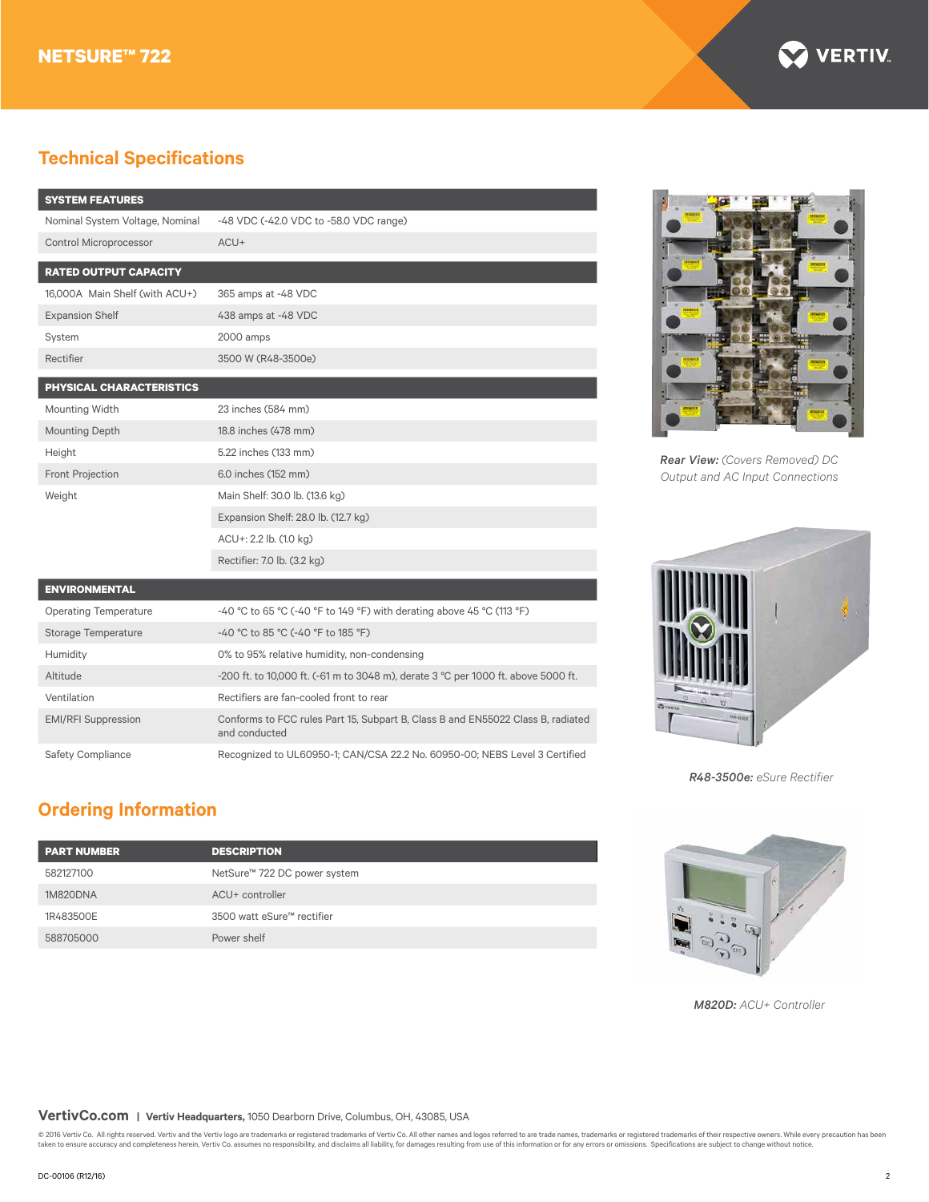## Technical Specifications

| SYSTEM FEATURES | |
|---|---|
| Nominal System Voltage, Nominal | -48 VDC (-42.0 VDC to -58.0 VDC range) |
| Control Microprocessor | ACU+ |
| **RATED OUTPUT CAPACITY** | |
| 16,000A Main Shelf (with ACU+) | 365 amps at -48 VDC |
| Expansion Shelf | 438 amps at -48 VDC |
| System | 2000 amps |
| Rectifier | 3500 W (R48-3500e) |
| **PHYSICAL CHARACTERISTICS** | |
| Mounting Width | 23 inches (584 mm) |
| Mounting Depth | 18.8 inches (478 mm) |
| Height | 5.22 inches (133 mm) |
| Front Projection | 6.0 inches (152 mm) |
| Weight | Main Shelf: 30.0 lb. (13.6 kg) |
| | Expansion Shelf: 28.0 lb. (12.7 kg) |
| | ACU+: 2.2 lb. (1.0 kg) |
| | Rectifier: 7.0 lb. (3.2 kg) |
| **ENVIRONMENTAL** | |
| Operating Temperature | -40 °C to 65 °C (-40 °F to 149 °F) with derating above 45 °C (113 °F) |
| Storage Temperature | -40 °C to 85 °C (-40 °F to 185 °F) |
| Humidity | 0% to 95% relative humidity, non-condensing |
| Altitude | -200 ft. to 10,000 ft. (-61 m to 3048 m), derate 3 °C per 1000 ft. above 5000 ft. |
| Ventilation | Rectifiers are fan-cooled front to rear |
| EMI/RFI Suppression | Conforms to FCC rules Part 15, Subpart B, Class B and EN55022 Class B, radiated and conducted |
| Safety Compliance | Recognized to UL60950-1; CAN/CSA 22.2 No. 60950-00; NEBS Level 3 Certified |

***Rear View:*** *(Covers Removed) DC Output and AC Input Connections*

***R48-3500e:*** *eSure Rectifier*

## Ordering Information

| PART NUMBER | DESCRIPTION |
|---|---|
| 582127100 | NetSure™ 722 DC power system |
| 1M820DNA | ACU+ controller |
| 1R483500E | 3500 watt eSure™ rectifier |
| 588705000 | Power shelf |

***M820D:*** *ACU+ Controller*

**VertivCo.com** | **Vertiv Headquarters,** 1050 Dearborn Drive, Columbus, OH, 43085, USA

© 2016 Vertiv Co. All rights reserved. Vertiv and the Vertiv logo are trademarks or registered trademarks of Vertiv Co. All other names and logos referred to are trade names, trademarks or registered trademarks of their respective owners. While every precaution has been taken to ensure accuracy and completeness herein, Vertiv Co. assumes no responsibility, and disclaims all liability, for damages resulting from use of this information or for any errors or omissions. Specifications are subject to change without notice.

DC-00106 (R12/16)